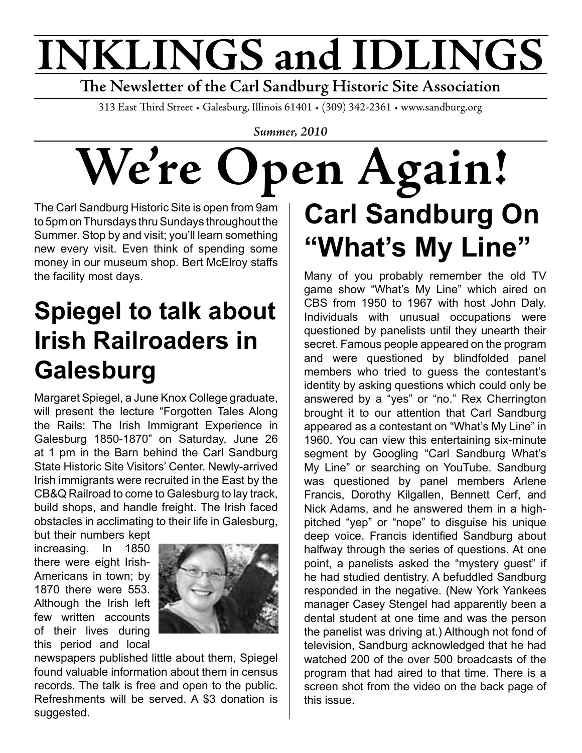# INKLINGS and IDLINGS

**The Newsletter of the Carl Sandburg Historic Site Association**

313 East Third Street • Galesburg, Illinois 61401 • (309) 342-2361 • www.sandburg.org

*Summer, 2010*

# We're Open Again!

The Carl Sandburg Historic Site is open from 9am to 5pm on Thursdays thru Sundays throughout the Summer. Stop by and visit; you'll learn something new every visit. Even think of spending some money in our museum shop. Bert McElroy staffs the facility most days.

## Spiegel to talk about Irish Railroaders in Galesburg

Margaret Spiegel, a June Knox College graduate, will present the lecture "Forgotten Tales Along the Rails: The Irish Immigrant Experience in Galesburg 1850-1870" on Saturday, June 26 at 1 pm in the Barn behind the Carl Sandburg State Historic Site Visitors' Center. Newly-arrived Irish immigrants were recruited in the East by the CB&Q Railroad to come to Galesburg to lay track, build shops, and handle freight. The Irish faced obstacles in acclimating to their life in Galesburg, but their numbers kept increasing. In 1850 there were eight Irish-Americans in town; by 1870 there were 553. Although the Irish left few written accounts of their lives during this period and local newspapers published little about them, Spiegel found valuable information about them in census records. The talk is free and open to the public. Refreshments will be served. A $3 donation is suggested.

## Carl Sandburg On "What's My Line"

Many of you probably remember the old TV game show "What's My Line" which aired on CBS from 1950 to 1967 with host John Daly. Individuals with unusual occupations were questioned by panelists until they unearth their secret. Famous people appeared on the program and were questioned by blindfolded panel members who tried to guess the contestant's identity by asking questions which could only be answered by a "yes" or "no." Rex Cherrington brought it to our attention that Carl Sandburg appeared as a contestant on "What's My Line" in 1960. You can view this entertaining six-minute segment by Googling "Carl Sandburg What's My Line" or searching on YouTube. Sandburg was questioned by panel members Arlene Francis, Dorothy Kilgallen, Bennett Cerf, and Nick Adams, and he answered them in a high-pitched "yep" or "nope" to disguise his unique deep voice. Francis identified Sandburg about halfway through the series of questions. At one point, a panelists asked the "mystery guest" if he had studied dentistry. A befuddled Sandburg responded in the negative. (New York Yankees manager Casey Stengel had apparently been a dental student at one time and was the person the panelist was driving at.) Although not fond of television, Sandburg acknowledged that he had watched 200 of the over 500 broadcasts of the program that had aired to that time. There is a screen shot from the video on the back page of this issue.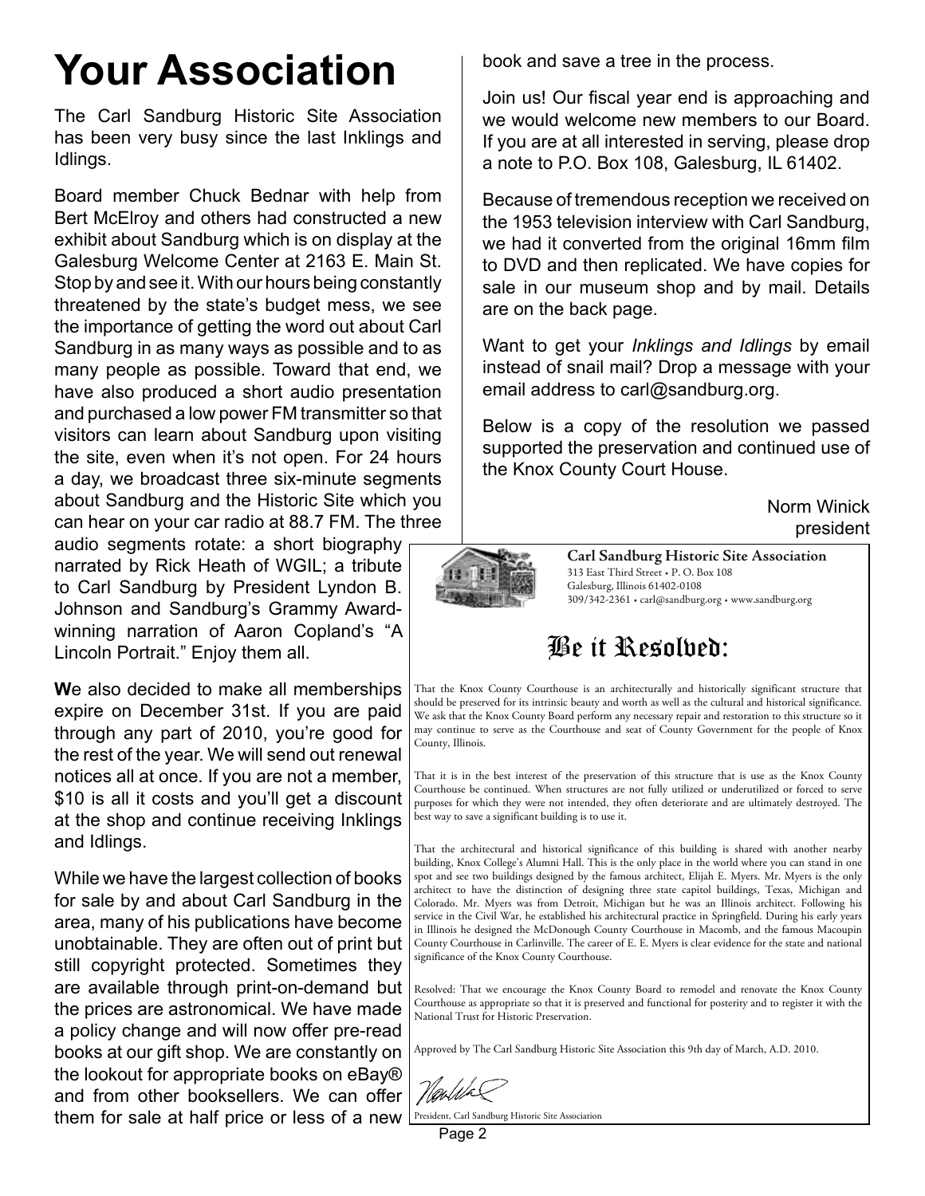# Your Association

The Carl Sandburg Historic Site Association has been very busy since the last Inklings and Idlings.

Board member Chuck Bednar with help from Bert McElroy and others had constructed a new exhibit about Sandburg which is on display at the Galesburg Welcome Center at 2163 E. Main St. Stop by and see it. With our hours being constantly threatened by the state's budget mess, we see the importance of getting the word out about Carl Sandburg in as many ways as possible and to as many people as possible. Toward that end, we have also produced a short audio presentation and purchased a low power FM transmitter so that visitors can learn about Sandburg upon visiting the site, even when it's not open. For 24 hours a day, we broadcast three six-minute segments about Sandburg and the Historic Site which you can hear on your car radio at 88.7 FM. The three audio segments rotate: a short biography narrated by Rick Heath of WGIL; a tribute to Carl Sandburg by President Lyndon B. Johnson and Sandburg's Grammy Award-winning narration of Aaron Copland's "A Lincoln Portrait." Enjoy them all.

**W**e also decided to make all memberships expire on December 31st. If you are paid through any part of 2010, you're good for the rest of the year. We will send out renewal notices all at once. If you are not a member, $10 is all it costs and you'll get a discount at the shop and continue receiving Inklings and Idlings.

While we have the largest collection of books for sale by and about Carl Sandburg in the area, many of his publications have become unobtainable. They are often out of print but still copyright protected. Sometimes they are available through print-on-demand but the prices are astronomical. We have made a policy change and will now offer pre-read books at our gift shop. We are constantly on the lookout for appropriate books on eBay® and from other booksellers. We can offer them for sale at half price or less of a new book and save a tree in the process.

Join us! Our fiscal year end is approaching and we would welcome new members to our Board. If you are at all interested in serving, please drop a note to P.O. Box 108, Galesburg, IL 61402.

Because of tremendous reception we received on the 1953 television interview with Carl Sandburg, we had it converted from the original 16mm film to DVD and then replicated. We have copies for sale in our museum shop and by mail. Details are on the back page.

Want to get your *Inklings and Idlings* by email instead of snail mail? Drop a message with your email address to carl@sandburg.org.

Below is a copy of the resolution we passed supported the preservation and continued use of the Knox County Court House.

Norm Winick
president

**Carl Sandburg Historic Site Association**
313 East Third Street • P. O. Box 108
Galesburg, Illinois 61402-0108
309/342-2361 • carl@sandburg.org • www.sandburg.org

## Be it Resolved:

That the Knox County Courthouse is an architecturally and historically significant structure that should be preserved for its intrinsic beauty and worth as well as the cultural and historical significance. We ask that the Knox County Board perform any necessary repair and restoration to this structure so it may continue to serve as the Courthouse and seat of County Government for the people of Knox County, Illinois.

That it is in the best interest of the preservation of this structure that is use as the Knox County Courthouse be continued. When structures are not fully utilized or underutilized or forced to serve purposes for which they were not intended, they often deteriorate and are ultimately destroyed. The best way to save a significant building is to use it.

That the architectural and historical significance of this building is shared with another nearby building, Knox College's Alumni Hall. This is the only place in the world where you can stand in one spot and see two buildings designed by the famous architect, Elijah E. Myers. Mr. Myers is the only architect to have the distinction of designing three state capitol buildings, Texas, Michigan and Colorado. Mr. Myers was from Detroit, Michigan but he was an Illinois architect. Following his service in the Civil War, he established his architectural practice in Springfield. During his early years in Illinois he designed the McDonough County Courthouse in Macomb, and the famous Macoupin County Courthouse in Carlinville. The career of E. E. Myers is clear evidence for the state and national significance of the Knox County Courthouse.

Resolved: That we encourage the Knox County Board to remodel and renovate the Knox County Courthouse as appropriate so that it is preserved and functional for posterity and to register it with the National Trust for Historic Preservation.

Approved by The Carl Sandburg Historic Site Association this 9th day of March, A.D. 2010.

President, Carl Sandburg Historic Site Association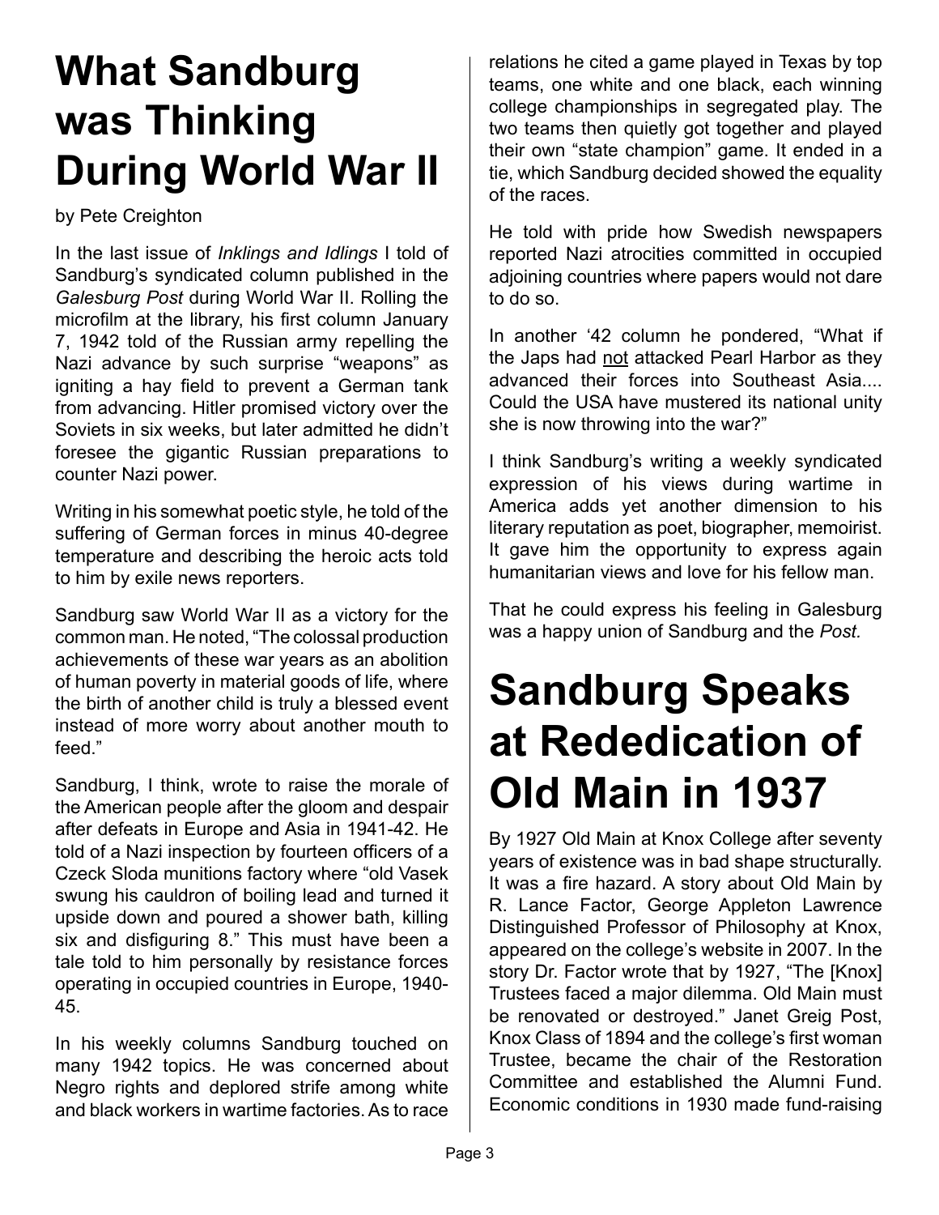# What Sandburg was Thinking During World War II

by Pete Creighton

In the last issue of *Inklings and Idlings* I told of Sandburg's syndicated column published in the *Galesburg Post* during World War II. Rolling the microfilm at the library, his first column January 7, 1942 told of the Russian army repelling the Nazi advance by such surprise "weapons" as igniting a hay field to prevent a German tank from advancing. Hitler promised victory over the Soviets in six weeks, but later admitted he didn't foresee the gigantic Russian preparations to counter Nazi power.

Writing in his somewhat poetic style, he told of the suffering of German forces in minus 40-degree temperature and describing the heroic acts told to him by exile news reporters.

Sandburg saw World War II as a victory for the common man. He noted, "The colossal production achievements of these war years as an abolition of human poverty in material goods of life, where the birth of another child is truly a blessed event instead of more worry about another mouth to feed."

Sandburg, I think, wrote to raise the morale of the American people after the gloom and despair after defeats in Europe and Asia in 1941-42. He told of a Nazi inspection by fourteen officers of a Czeck Sloda munitions factory where "old Vasek swung his cauldron of boiling lead and turned it upside down and poured a shower bath, killing six and disfiguring 8." This must have been a tale told to him personally by resistance forces operating in occupied countries in Europe, 1940-45.

In his weekly columns Sandburg touched on many 1942 topics. He was concerned about Negro rights and deplored strife among white and black workers in wartime factories. As to race relations he cited a game played in Texas by top teams, one white and one black, each winning college championships in segregated play. The two teams then quietly got together and played their own "state champion" game. It ended in a tie, which Sandburg decided showed the equality of the races.

He told with pride how Swedish newspapers reported Nazi atrocities committed in occupied adjoining countries where papers would not dare to do so.

In another '42 column he pondered, "What if the Japs had <u>not</u> attacked Pearl Harbor as they advanced their forces into Southeast Asia.... Could the USA have mustered its national unity she is now throwing into the war?"

I think Sandburg's writing a weekly syndicated expression of his views during wartime in America adds yet another dimension to his literary reputation as poet, biographer, memoirist. It gave him the opportunity to express again humanitarian views and love for his fellow man.

That he could express his feeling in Galesburg was a happy union of Sandburg and the *Post.*

# Sandburg Speaks at Rededication of Old Main in 1937

By 1927 Old Main at Knox College after seventy years of existence was in bad shape structurally. It was a fire hazard. A story about Old Main by R. Lance Factor, George Appleton Lawrence Distinguished Professor of Philosophy at Knox, appeared on the college's website in 2007. In the story Dr. Factor wrote that by 1927, "The [Knox] Trustees faced a major dilemma. Old Main must be renovated or destroyed." Janet Greig Post, Knox Class of 1894 and the college's first woman Trustee, became the chair of the Restoration Committee and established the Alumni Fund. Economic conditions in 1930 made fund-raising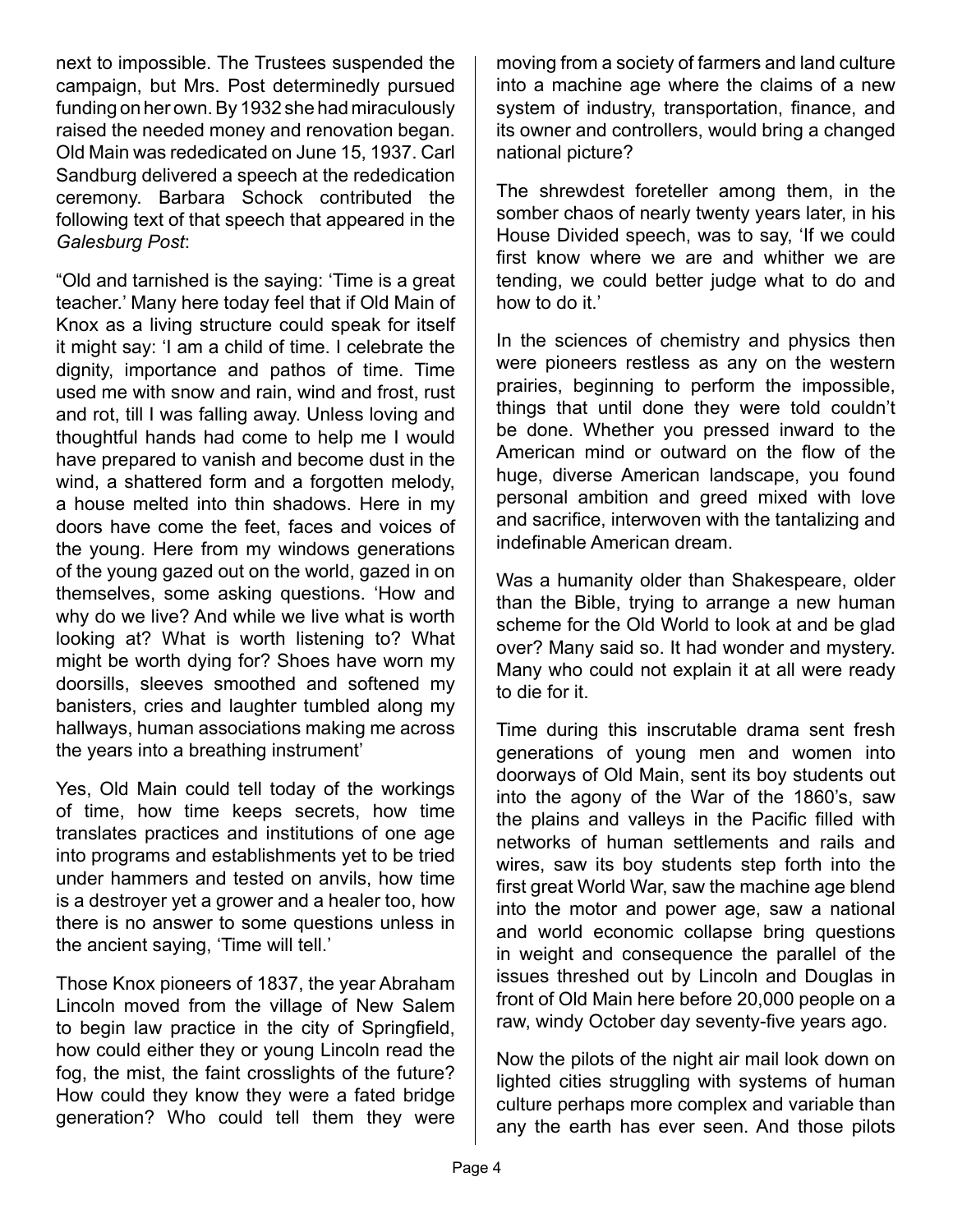next to impossible. The Trustees suspended the campaign, but Mrs. Post determinedly pursued funding on her own. By 1932 she had miraculously raised the needed money and renovation began. Old Main was rededicated on June 15, 1937. Carl Sandburg delivered a speech at the rededication ceremony. Barbara Schock contributed the following text of that speech that appeared in the *Galesburg Post*:

"Old and tarnished is the saying: 'Time is a great teacher.' Many here today feel that if Old Main of Knox as a living structure could speak for itself it might say: 'I am a child of time. I celebrate the dignity, importance and pathos of time. Time used me with snow and rain, wind and frost, rust and rot, till I was falling away. Unless loving and thoughtful hands had come to help me I would have prepared to vanish and become dust in the wind, a shattered form and a forgotten melody, a house melted into thin shadows. Here in my doors have come the feet, faces and voices of the young. Here from my windows generations of the young gazed out on the world, gazed in on themselves, some asking questions. 'How and why do we live? And while we live what is worth looking at? What is worth listening to? What might be worth dying for? Shoes have worn my doorsills, sleeves smoothed and softened my banisters, cries and laughter tumbled along my hallways, human associations making me across the years into a breathing instrument'

Yes, Old Main could tell today of the workings of time, how time keeps secrets, how time translates practices and institutions of one age into programs and establishments yet to be tried under hammers and tested on anvils, how time is a destroyer yet a grower and a healer too, how there is no answer to some questions unless in the ancient saying, 'Time will tell.'

Those Knox pioneers of 1837, the year Abraham Lincoln moved from the village of New Salem to begin law practice in the city of Springfield, how could either they or young Lincoln read the fog, the mist, the faint crosslights of the future? How could they know they were a fated bridge generation? Who could tell them they were moving from a society of farmers and land culture into a machine age where the claims of a new system of industry, transportation, finance, and its owner and controllers, would bring a changed national picture?

The shrewdest foreteller among them, in the somber chaos of nearly twenty years later, in his House Divided speech, was to say, 'If we could first know where we are and whither we are tending, we could better judge what to do and how to do it.'

In the sciences of chemistry and physics then were pioneers restless as any on the western prairies, beginning to perform the impossible, things that until done they were told couldn't be done. Whether you pressed inward to the American mind or outward on the flow of the huge, diverse American landscape, you found personal ambition and greed mixed with love and sacrifice, interwoven with the tantalizing and indefinable American dream.

Was a humanity older than Shakespeare, older than the Bible, trying to arrange a new human scheme for the Old World to look at and be glad over? Many said so. It had wonder and mystery. Many who could not explain it at all were ready to die for it.

Time during this inscrutable drama sent fresh generations of young men and women into doorways of Old Main, sent its boy students out into the agony of the War of the 1860's, saw the plains and valleys in the Pacific filled with networks of human settlements and rails and wires, saw its boy students step forth into the first great World War, saw the machine age blend into the motor and power age, saw a national and world economic collapse bring questions in weight and consequence the parallel of the issues threshed out by Lincoln and Douglas in front of Old Main here before 20,000 people on a raw, windy October day seventy-five years ago.

Now the pilots of the night air mail look down on lighted cities struggling with systems of human culture perhaps more complex and variable than any the earth has ever seen. And those pilots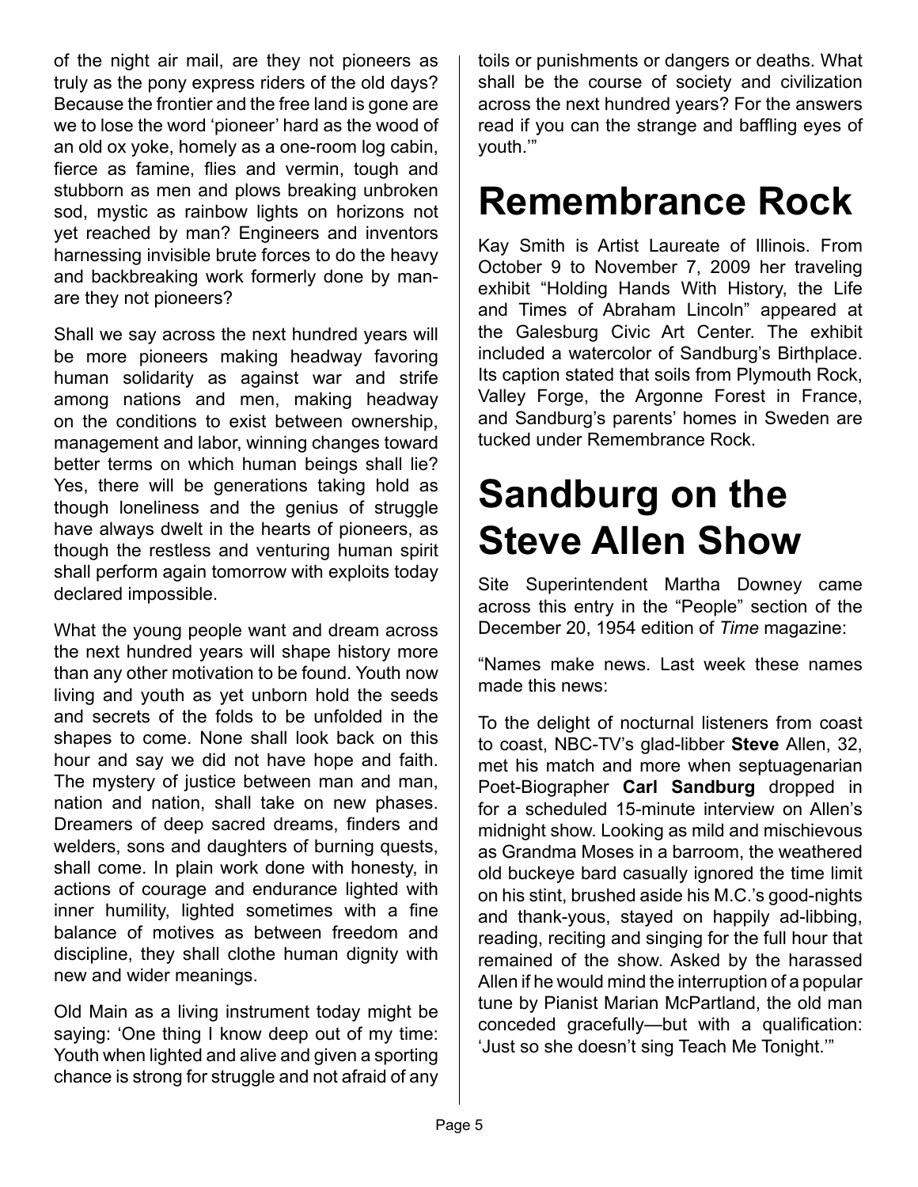of the night air mail, are they not pioneers as truly as the pony express riders of the old days? Because the frontier and the free land is gone are we to lose the word 'pioneer' hard as the wood of an old ox yoke, homely as a one-room log cabin, fierce as famine, flies and vermin, tough and stubborn as men and plows breaking unbroken sod, mystic as rainbow lights on horizons not yet reached by man? Engineers and inventors harnessing invisible brute forces to do the heavy and backbreaking work formerly done by man- are they not pioneers?

Shall we say across the next hundred years will be more pioneers making headway favoring human solidarity as against war and strife among nations and men, making headway on the conditions to exist between ownership, management and labor, winning changes toward better terms on which human beings shall lie? Yes, there will be generations taking hold as though loneliness and the genius of struggle have always dwelt in the hearts of pioneers, as though the restless and venturing human spirit shall perform again tomorrow with exploits today declared impossible.

What the young people want and dream across the next hundred years will shape history more than any other motivation to be found. Youth now living and youth as yet unborn hold the seeds and secrets of the folds to be unfolded in the shapes to come. None shall look back on this hour and say we did not have hope and faith. The mystery of justice between man and man, nation and nation, shall take on new phases. Dreamers of deep sacred dreams, finders and welders, sons and daughters of burning quests, shall come. In plain work done with honesty, in actions of courage and endurance lighted with inner humility, lighted sometimes with a fine balance of motives as between freedom and discipline, they shall clothe human dignity with new and wider meanings.

Old Main as a living instrument today might be saying: 'One thing I know deep out of my time: Youth when lighted and alive and given a sporting chance is strong for struggle and not afraid of any toils or punishments or dangers or deaths. What shall be the course of society and civilization across the next hundred years? For the answers read if you can the strange and baffling eyes of youth.'"

# Remembrance Rock

Kay Smith is Artist Laureate of Illinois. From October 9 to November 7, 2009 her traveling exhibit "Holding Hands With History, the Life and Times of Abraham Lincoln" appeared at the Galesburg Civic Art Center. The exhibit included a watercolor of Sandburg's Birthplace. Its caption stated that soils from Plymouth Rock, Valley Forge, the Argonne Forest in France, and Sandburg's parents' homes in Sweden are tucked under Remembrance Rock.

# Sandburg on the Steve Allen Show

Site Superintendent Martha Downey came across this entry in the "People" section of the December 20, 1954 edition of *Time* magazine:

"Names make news. Last week these names made this news:

To the delight of nocturnal listeners from coast to coast, NBC-TV's glad-libber **Steve** Allen, 32, met his match and more when septuagenarian Poet-Biographer **Carl Sandburg** dropped in for a scheduled 15-minute interview on Allen's midnight show. Looking as mild and mischievous as Grandma Moses in a barroom, the weathered old buckeye bard casually ignored the time limit on his stint, brushed aside his M.C.'s good-nights and thank-yous, stayed on happily ad-libbing, reading, reciting and singing for the full hour that remained of the show. Asked by the harassed Allen if he would mind the interruption of a popular tune by Pianist Marian McPartland, the old man conceded gracefully—but with a qualification: 'Just so she doesn't sing Teach Me Tonight.'"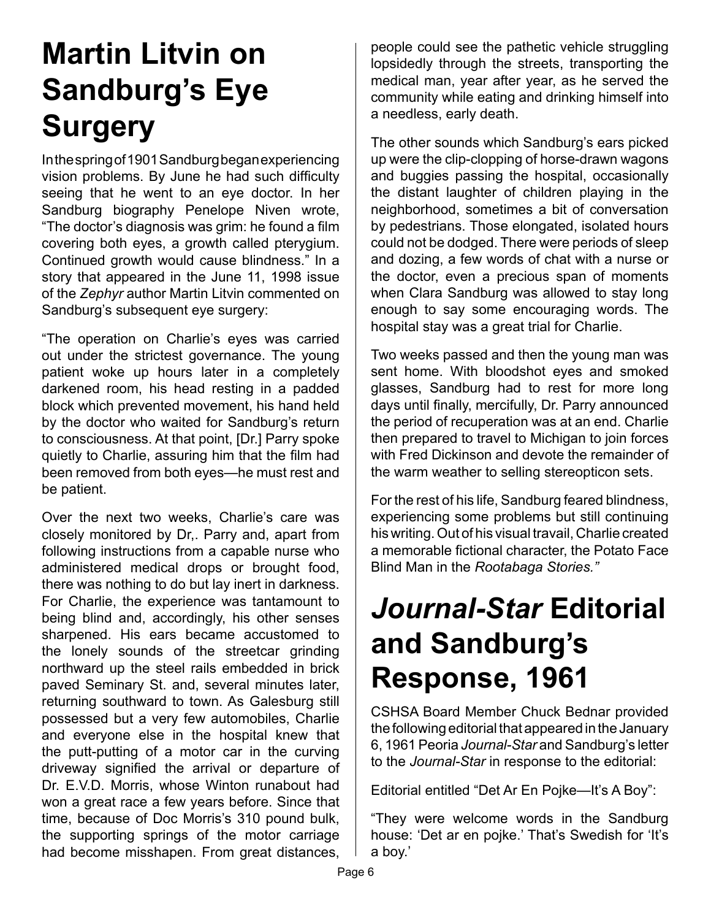# Martin Litvin on Sandburg's Eye Surgery

In the spring of 1901 Sandburg began experiencing vision problems. By June he had such difficulty seeing that he went to an eye doctor. In her Sandburg biography Penelope Niven wrote, "The doctor's diagnosis was grim: he found a film covering both eyes, a growth called pterygium. Continued growth would cause blindness." In a story that appeared in the June 11, 1998 issue of the *Zephyr* author Martin Litvin commented on Sandburg's subsequent eye surgery:

"The operation on Charlie's eyes was carried out under the strictest governance. The young patient woke up hours later in a completely darkened room, his head resting in a padded block which prevented movement, his hand held by the doctor who waited for Sandburg's return to consciousness. At that point, [Dr.] Parry spoke quietly to Charlie, assuring him that the film had been removed from both eyes—he must rest and be patient.

Over the next two weeks, Charlie's care was closely monitored by Dr,. Parry and, apart from following instructions from a capable nurse who administered medical drops or brought food, there was nothing to do but lay inert in darkness. For Charlie, the experience was tantamount to being blind and, accordingly, his other senses sharpened. His ears became accustomed to the lonely sounds of the streetcar grinding northward up the steel rails embedded in brick paved Seminary St. and, several minutes later, returning southward to town. As Galesburg still possessed but a very few automobiles, Charlie and everyone else in the hospital knew that the putt-putting of a motor car in the curving driveway signified the arrival or departure of Dr. E.V.D. Morris, whose Winton runabout had won a great race a few years before. Since that time, because of Doc Morris's 310 pound bulk, the supporting springs of the motor carriage had become misshapen. From great distances, people could see the pathetic vehicle struggling lopsidedly through the streets, transporting the medical man, year after year, as he served the community while eating and drinking himself into a needless, early death.

The other sounds which Sandburg's ears picked up were the clip-clopping of horse-drawn wagons and buggies passing the hospital, occasionally the distant laughter of children playing in the neighborhood, sometimes a bit of conversation by pedestrians. Those elongated, isolated hours could not be dodged. There were periods of sleep and dozing, a few words of chat with a nurse or the doctor, even a precious span of moments when Clara Sandburg was allowed to stay long enough to say some encouraging words. The hospital stay was a great trial for Charlie.

Two weeks passed and then the young man was sent home. With bloodshot eyes and smoked glasses, Sandburg had to rest for more long days until finally, mercifully, Dr. Parry announced the period of recuperation was at an end. Charlie then prepared to travel to Michigan to join forces with Fred Dickinson and devote the remainder of the warm weather to selling stereopticon sets.

For the rest of his life, Sandburg feared blindness, experiencing some problems but still continuing his writing. Out of his visual travail, Charlie created a memorable fictional character, the Potato Face Blind Man in the *Rootabaga Stories.*"

# *Journal-Star* Editorial and Sandburg's Response, 1961

CSHSA Board Member Chuck Bednar provided the following editorial that appeared in the January 6, 1961 Peoria *Journal-Star* and Sandburg's letter to the *Journal-Star* in response to the editorial:

Editorial entitled "Det Ar En Pojke—It's A Boy":

"They were welcome words in the Sandburg house: 'Det ar en pojke.' That's Swedish for 'It's a boy.'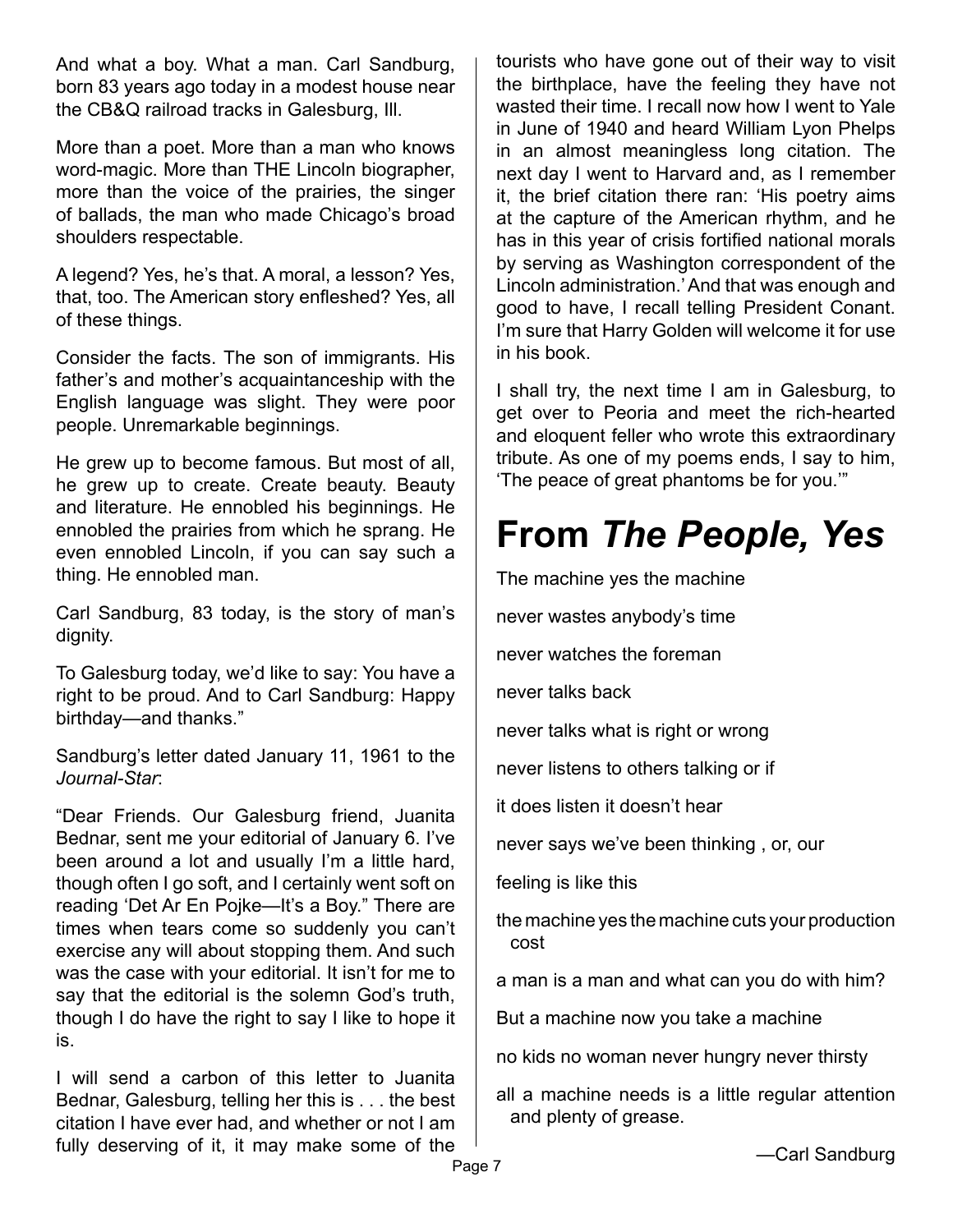And what a boy. What a man. Carl Sandburg, born 83 years ago today in a modest house near the CB&Q railroad tracks in Galesburg, Ill.

More than a poet. More than a man who knows word-magic. More than THE Lincoln biographer, more than the voice of the prairies, the singer of ballads, the man who made Chicago's broad shoulders respectable.

A legend? Yes, he's that. A moral, a lesson? Yes, that, too. The American story enfleshed? Yes, all of these things.

Consider the facts. The son of immigrants. His father's and mother's acquaintanceship with the English language was slight. They were poor people. Unremarkable beginnings.

He grew up to become famous. But most of all, he grew up to create. Create beauty. Beauty and literature. He ennobled his beginnings. He ennobled the prairies from which he sprang. He even ennobled Lincoln, if you can say such a thing. He ennobled man.

Carl Sandburg, 83 today, is the story of man's dignity.

To Galesburg today, we'd like to say: You have a right to be proud. And to Carl Sandburg: Happy birthday—and thanks."

Sandburg's letter dated January 11, 1961 to the *Journal-Star*:

"Dear Friends. Our Galesburg friend, Juanita Bednar, sent me your editorial of January 6. I've been around a lot and usually I'm a little hard, though often I go soft, and I certainly went soft on reading 'Det Ar En Pojke—It's a Boy." There are times when tears come so suddenly you can't exercise any will about stopping them. And such was the case with your editorial. It isn't for me to say that the editorial is the solemn God's truth, though I do have the right to say I like to hope it is.

I will send a carbon of this letter to Juanita Bednar, Galesburg, telling her this is . . . the best citation I have ever had, and whether or not I am fully deserving of it, it may make some of the tourists who have gone out of their way to visit the birthplace, have the feeling they have not wasted their time. I recall now how I went to Yale in June of 1940 and heard William Lyon Phelps in an almost meaningless long citation. The next day I went to Harvard and, as I remember it, the brief citation there ran: 'His poetry aims at the capture of the American rhythm, and he has in this year of crisis fortified national morals by serving as Washington correspondent of the Lincoln administration.' And that was enough and good to have, I recall telling President Conant. I'm sure that Harry Golden will welcome it for use in his book.

I shall try, the next time I am in Galesburg, to get over to Peoria and meet the rich-hearted and eloquent feller who wrote this extraordinary tribute. As one of my poems ends, I say to him, 'The peace of great phantoms be for you.'"

# From *The People, Yes*

The machine yes the machine

never wastes anybody's time

never watches the foreman

never talks back

never talks what is right or wrong

never listens to others talking or if

it does listen it doesn't hear

never says we've been thinking , or, our

feeling is like this

the machine yes the machine cuts your production cost

a man is a man and what can you do with him?

But a machine now you take a machine

no kids no woman never hungry never thirsty

all a machine needs is a little regular attention and plenty of grease.

—Carl Sandburg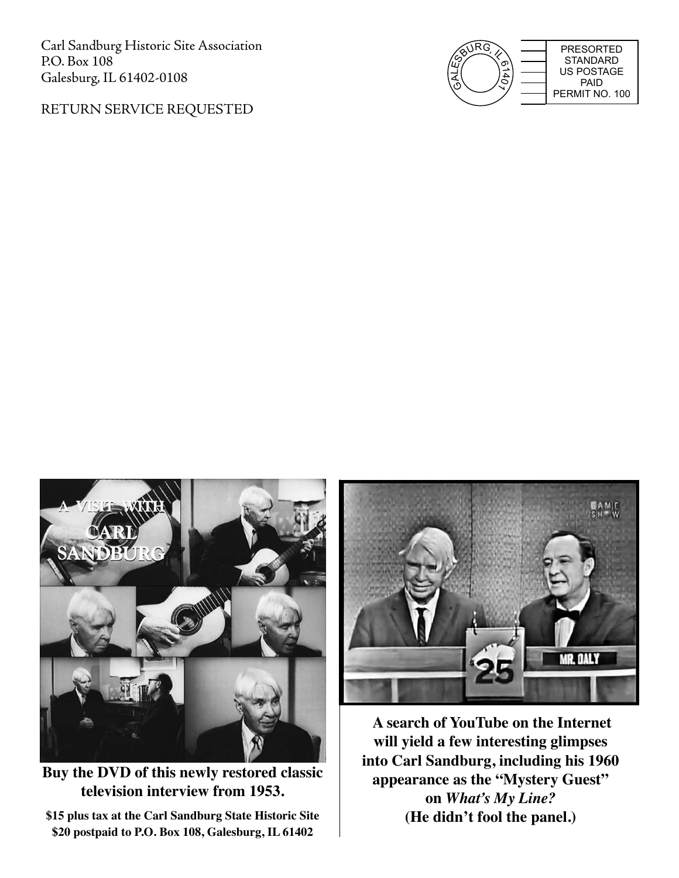Carl Sandburg Historic Site Association
P.O. Box 108
Galesburg, IL 61402-0108

RETURN SERVICE REQUESTED

GALESBURG, IL 61401

PRESORTED
STANDARD
US POSTAGE
PAID
PERMIT NO. 100

**Buy the DVD of this newly restored classic television interview from 1953.**

**$15 plus tax at the Carl Sandburg State Historic Site**
**$20 postpaid to P.O. Box 108, Galesburg, IL 61402**

**A search of YouTube on the Internet will yield a few interesting glimpses into Carl Sandburg, including his 1960 appearance as the "Mystery Guest" on *What's My Line?* (He didn't fool the panel.)**